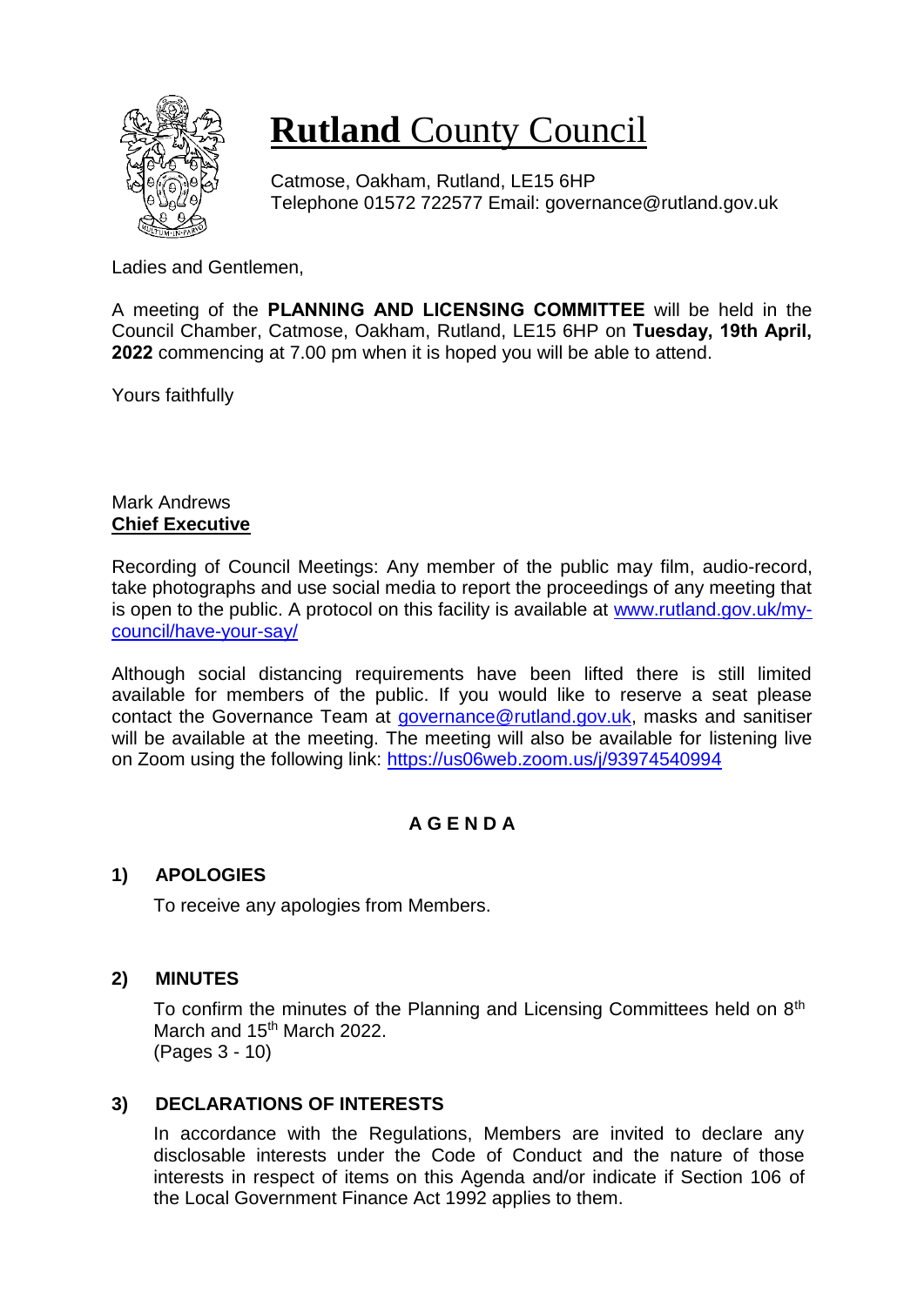# **Rutland** County Council

Catmose, Oakham, Rutland, LE15 6HP
Telephone 01572 722577 Email: governance@rutland.gov.uk

Ladies and Gentlemen,

A meeting of the **PLANNING AND LICENSING COMMITTEE** will be held in the Council Chamber, Catmose, Oakham, Rutland, LE15 6HP on **Tuesday, 19th April, 2022** commencing at 7.00 pm when it is hoped you will be able to attend.

Yours faithfully

Mark Andrews
**Chief Executive**

Recording of Council Meetings: Any member of the public may film, audio-record, take photographs and use social media to report the proceedings of any meeting that is open to the public. A protocol on this facility is available at [www.rutland.gov.uk/my-council/have-your-say/](www.rutland.gov.uk/my-council/have-your-say/)

Although social distancing requirements have been lifted there is still limited available for members of the public. If you would like to reserve a seat please contact the Governance Team at [governance@rutland.gov.uk](mailto:governance@rutland.gov.uk), masks and sanitiser will be available at the meeting. The meeting will also be available for listening live on Zoom using the following link: [https://us06web.zoom.us/j/93974540994](https://us06web.zoom.us/j/93974540994)

## A G E N D A

### 1) APOLOGIES

To receive any apologies from Members.

### 2) MINUTES

To confirm the minutes of the Planning and Licensing Committees held on 8th March and 15th March 2022.
(Pages 3 - 10)

### 3) DECLARATIONS OF INTERESTS

In accordance with the Regulations, Members are invited to declare any disclosable interests under the Code of Conduct and the nature of those interests in respect of items on this Agenda and/or indicate if Section 106 of the Local Government Finance Act 1992 applies to them.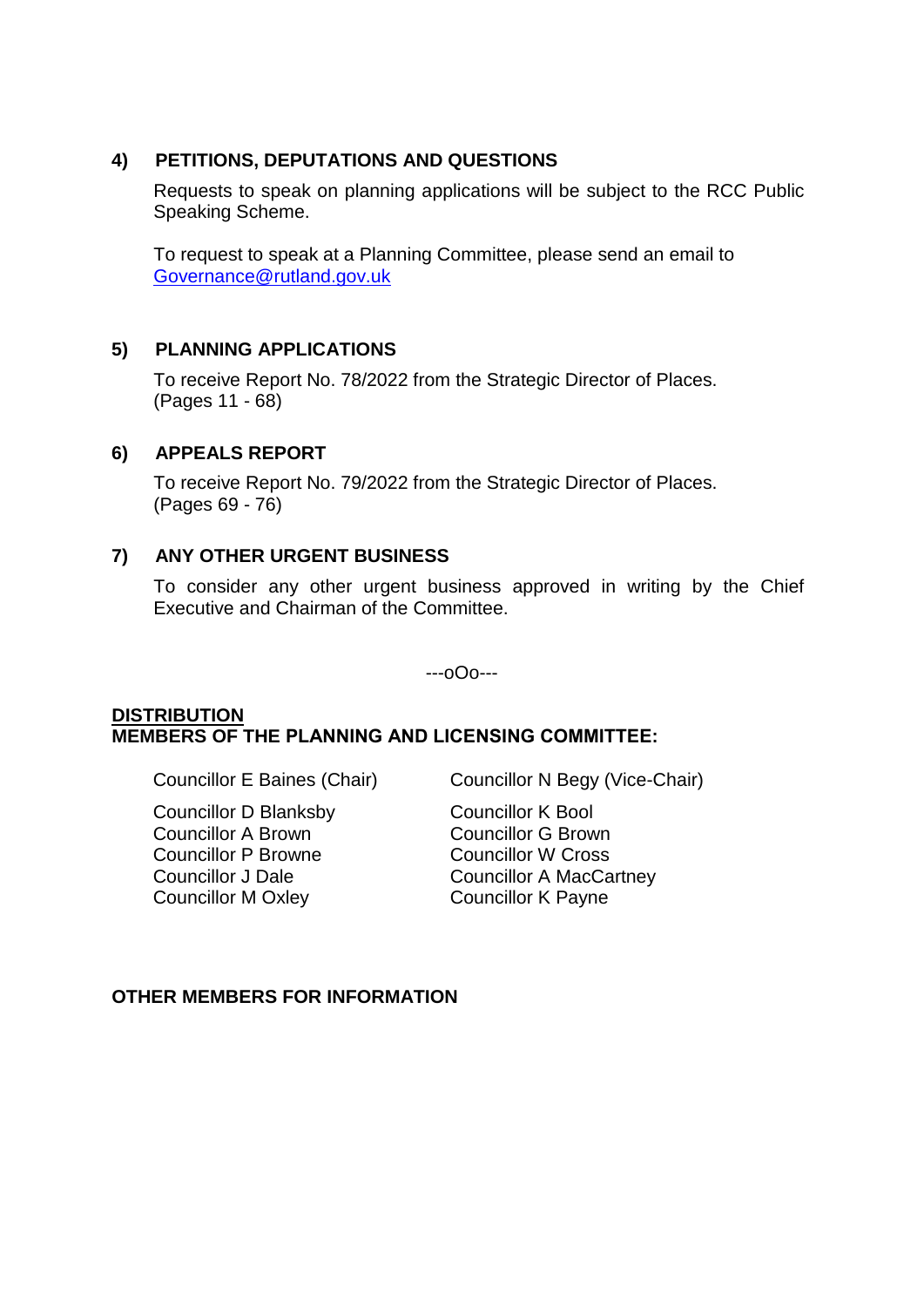## 4) PETITIONS, DEPUTATIONS AND QUESTIONS

Requests to speak on planning applications will be subject to the RCC Public Speaking Scheme.

To request to speak at a Planning Committee, please send an email to Governance@rutland.gov.uk

## 5) PLANNING APPLICATIONS

To receive Report No. 78/2022 from the Strategic Director of Places.
(Pages 11 - 68)

## 6) APPEALS REPORT

To receive Report No. 79/2022 from the Strategic Director of Places.
(Pages 69 - 76)

## 7) ANY OTHER URGENT BUSINESS

To consider any other urgent business approved in writing by the Chief Executive and Chairman of the Committee.

---oOo---

**DISTRIBUTION**
**MEMBERS OF THE PLANNING AND LICENSING COMMITTEE:**

Councillor E Baines (Chair)
Councillor N Begy (Vice-Chair)

Councillor D Blanksby
Councillor K Bool
Councillor A Brown
Councillor G Brown
Councillor P Browne
Councillor W Cross
Councillor J Dale
Councillor A MacCartney
Councillor M Oxley
Councillor K Payne

**OTHER MEMBERS FOR INFORMATION**